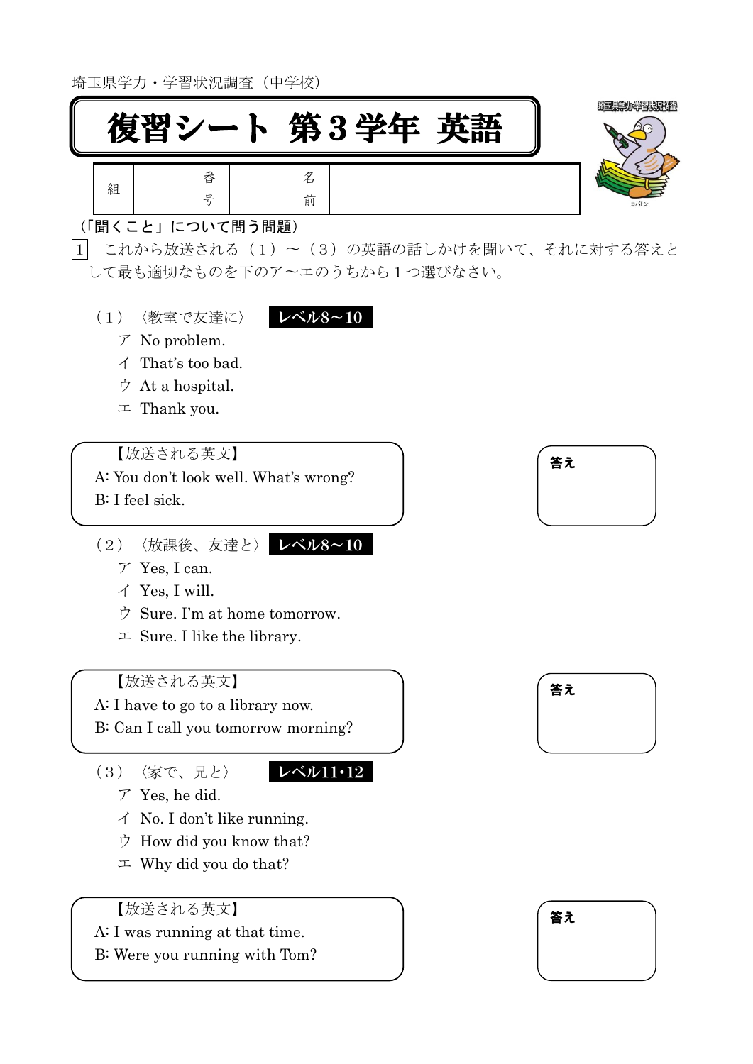埼玉県学力・学習状況調査（中学校）

# 復習シート 第３学年 英語

| 組 | | 番号 | | 名前 | |
|---|---|---|---|---|---|

（「聞くこと」について問う問題）

1　これから放送される（１）～（３）の英語の話しかけを聞いて、それに対する答えとして最も適切なものを下のア～エのうちから１つ選びなさい。

（１）〈教室で友達に〉 **レベル8～10**

ア No problem.
イ That's too bad.
ウ At a hospital.
エ Thank you.

【放送される英文】
A: You don't look well. What's wrong?
B: I feel sick.

答え

（２）〈放課後、友達と〉 **レベル8～10**

ア Yes, I can.
イ Yes, I will.
ウ Sure. I'm at home tomorrow.
エ Sure. I like the library.

【放送される英文】
A: I have to go to a library now.
B: Can I call you tomorrow morning?

答え

（３）〈家で、兄と〉 **レベル11・12**

ア Yes, he did.
イ No. I don't like running.
ウ How did you know that?
エ Why did you do that?

【放送される英文】
A: I was running at that time.
B: Were you running with Tom?

答え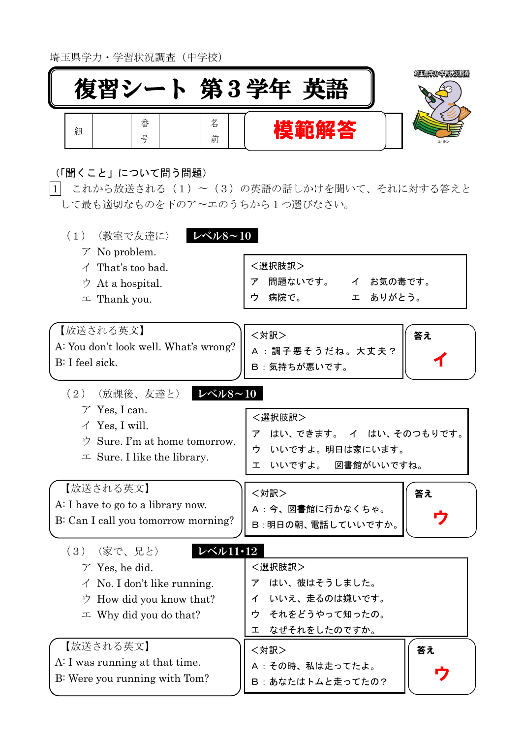埼玉県学力・学習状況調査（中学校）

# 復習シート 第３学年 英語

| 組 | | 番号 | | 名前 | 模範解答 |
|---|---|---|---|---|---|

埼玉県学力学習状況調査

コバトン

（「聞くこと」について問う問題）

1　これから放送される（1）～（3）の英語の話しかけを聞いて、それに対する答えとして最も適切なものを下のア～エのうちから１つ選びなさい。

（１）〈教室で友達に〉　**レベル8～10**

ア　No problem.
イ　That's too bad.
ウ　At a hospital.
エ　Thank you.

＜選択肢訳＞
ア　問題ないです。　　イ　お気の毒です。
ウ　病院で。　　　　　エ　ありがとう。

【放送される英文】
A: You don't look well. What's wrong?
B: I feel sick.

＜対訳＞
Ａ：調子悪そうだね。大丈夫？
Ｂ：気持ちが悪いです。

答え　**イ**

（２）〈放課後、友達と〉　**レベル8～10**

ア　Yes, I can.
イ　Yes, I will.
ウ　Sure. I'm at home tomorrow.
エ　Sure. I like the library.

＜選択肢訳＞
ア　はい、できます。　イ　はい、そのつもりです。
ウ　いいですよ。明日は家にいます。
エ　いいですよ。　図書館がいいですね。

【放送される英文】
A: I have to go to a library now.
B: Can I call you tomorrow morning?

＜対訳＞
Ａ：今、図書館に行かなくちゃ。
Ｂ：明日の朝、電話していいですか。

答え　**ウ**

（３）〈家で、兄と〉　**レベル11･12**

ア　Yes, he did.
イ　No. I don't like running.
ウ　How did you know that?
エ　Why did you do that?

＜選択肢訳＞
ア　はい、彼はそうしました。
イ　いいえ、走るのは嫌いです。
ウ　それをどうやって知ったの。
エ　なぜそれをしたのですか。

【放送される英文】
A: I was running at that time.
B: Were you running with Tom?

＜対訳＞
Ａ：その時、私は走ってたよ。
Ｂ：あなたはトムと走ってたの？

答え　**ウ**